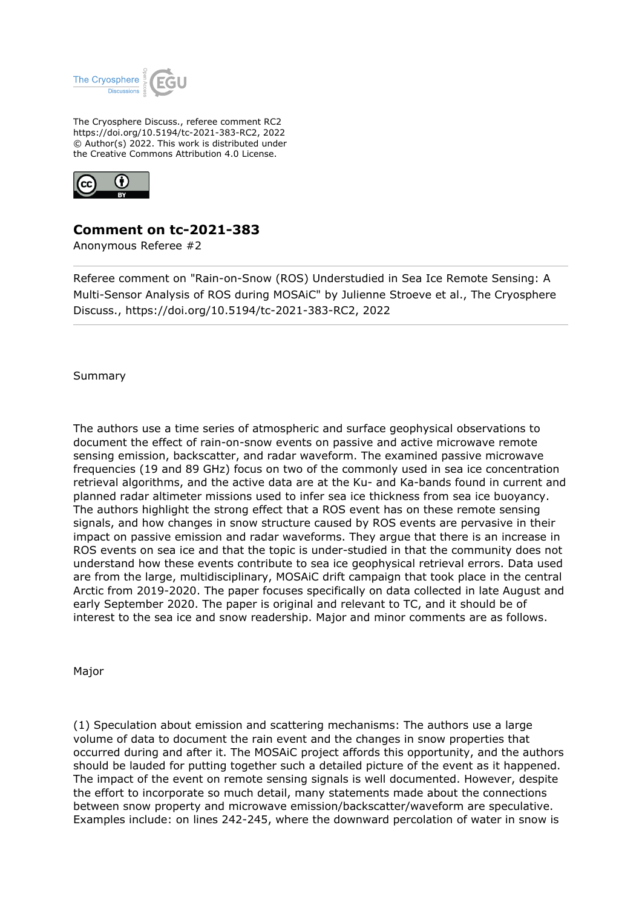The Cryosphere Discuss., referee comment RC2
https://doi.org/10.5194/tc-2021-383-RC2, 2022
© Author(s) 2022. This work is distributed under
the Creative Commons Attribution 4.0 License.

# Comment on tc-2021-383

Anonymous Referee #2

---

Referee comment on "Rain-on-Snow (ROS) Understudied in Sea Ice Remote Sensing: A Multi-Sensor Analysis of ROS during MOSAiC" by Julienne Stroeve et al., The Cryosphere Discuss., https://doi.org/10.5194/tc-2021-383-RC2, 2022

---

Summary

The authors use a time series of atmospheric and surface geophysical observations to document the effect of rain-on-snow events on passive and active microwave remote sensing emission, backscatter, and radar waveform. The examined passive microwave frequencies (19 and 89 GHz) focus on two of the commonly used in sea ice concentration retrieval algorithms, and the active data are at the Ku- and Ka-bands found in current and planned radar altimeter missions used to infer sea ice thickness from sea ice buoyancy. The authors highlight the strong effect that a ROS event has on these remote sensing signals, and how changes in snow structure caused by ROS events are pervasive in their impact on passive emission and radar waveforms. They argue that there is an increase in ROS events on sea ice and that the topic is under-studied in that the community does not understand how these events contribute to sea ice geophysical retrieval errors. Data used are from the large, multidisciplinary, MOSAiC drift campaign that took place in the central Arctic from 2019-2020. The paper focuses specifically on data collected in late August and early September 2020. The paper is original and relevant to TC, and it should be of interest to the sea ice and snow readership. Major and minor comments are as follows.

Major

(1) Speculation about emission and scattering mechanisms: The authors use a large volume of data to document the rain event and the changes in snow properties that occurred during and after it. The MOSAiC project affords this opportunity, and the authors should be lauded for putting together such a detailed picture of the event as it happened. The impact of the event on remote sensing signals is well documented. However, despite the effort to incorporate so much detail, many statements made about the connections between snow property and microwave emission/backscatter/waveform are speculative. Examples include: on lines 242-245, where the downward percolation of water in snow is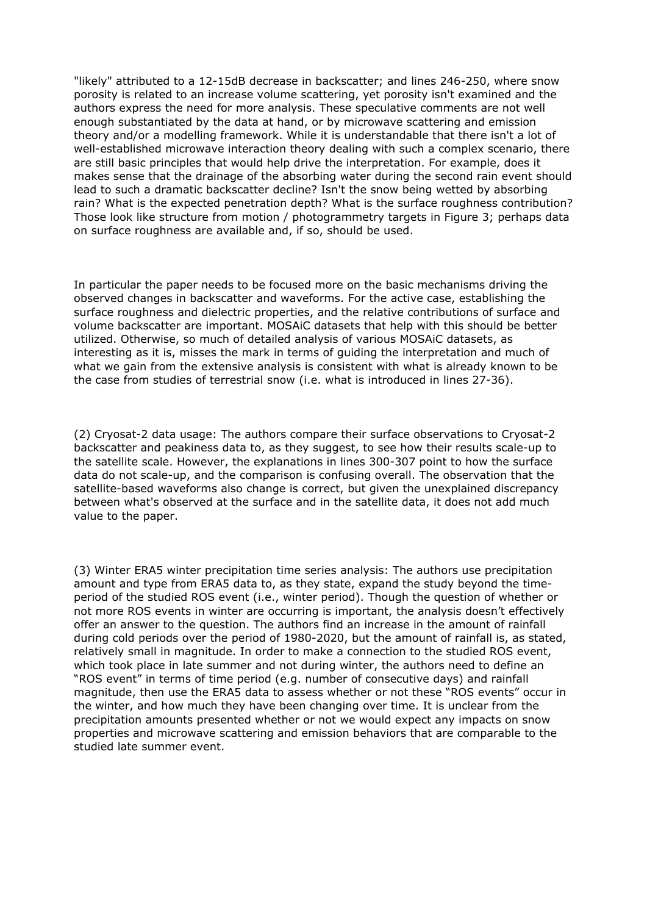"likely" attributed to a 12-15dB decrease in backscatter; and lines 246-250, where snow porosity is related to an increase volume scattering, yet porosity isn't examined and the authors express the need for more analysis. These speculative comments are not well enough substantiated by the data at hand, or by microwave scattering and emission theory and/or a modelling framework. While it is understandable that there isn't a lot of well-established microwave interaction theory dealing with such a complex scenario, there are still basic principles that would help drive the interpretation. For example, does it makes sense that the drainage of the absorbing water during the second rain event should lead to such a dramatic backscatter decline? Isn't the snow being wetted by absorbing rain? What is the expected penetration depth? What is the surface roughness contribution? Those look like structure from motion / photogrammetry targets in Figure 3; perhaps data on surface roughness are available and, if so, should be used.

In particular the paper needs to be focused more on the basic mechanisms driving the observed changes in backscatter and waveforms. For the active case, establishing the surface roughness and dielectric properties, and the relative contributions of surface and volume backscatter are important. MOSAiC datasets that help with this should be better utilized. Otherwise, so much of detailed analysis of various MOSAiC datasets, as interesting as it is, misses the mark in terms of guiding the interpretation and much of what we gain from the extensive analysis is consistent with what is already known to be the case from studies of terrestrial snow (i.e. what is introduced in lines 27-36).

(2) Cryosat-2 data usage: The authors compare their surface observations to Cryosat-2 backscatter and peakiness data to, as they suggest, to see how their results scale-up to the satellite scale. However, the explanations in lines 300-307 point to how the surface data do not scale-up, and the comparison is confusing overall. The observation that the satellite-based waveforms also change is correct, but given the unexplained discrepancy between what's observed at the surface and in the satellite data, it does not add much value to the paper.

(3) Winter ERA5 winter precipitation time series analysis: The authors use precipitation amount and type from ERA5 data to, as they state, expand the study beyond the time-period of the studied ROS event (i.e., winter period). Though the question of whether or not more ROS events in winter are occurring is important, the analysis doesn't effectively offer an answer to the question. The authors find an increase in the amount of rainfall during cold periods over the period of 1980-2020, but the amount of rainfall is, as stated, relatively small in magnitude. In order to make a connection to the studied ROS event, which took place in late summer and not during winter, the authors need to define an "ROS event" in terms of time period (e.g. number of consecutive days) and rainfall magnitude, then use the ERA5 data to assess whether or not these "ROS events" occur in the winter, and how much they have been changing over time. It is unclear from the precipitation amounts presented whether or not we would expect any impacts on snow properties and microwave scattering and emission behaviors that are comparable to the studied late summer event.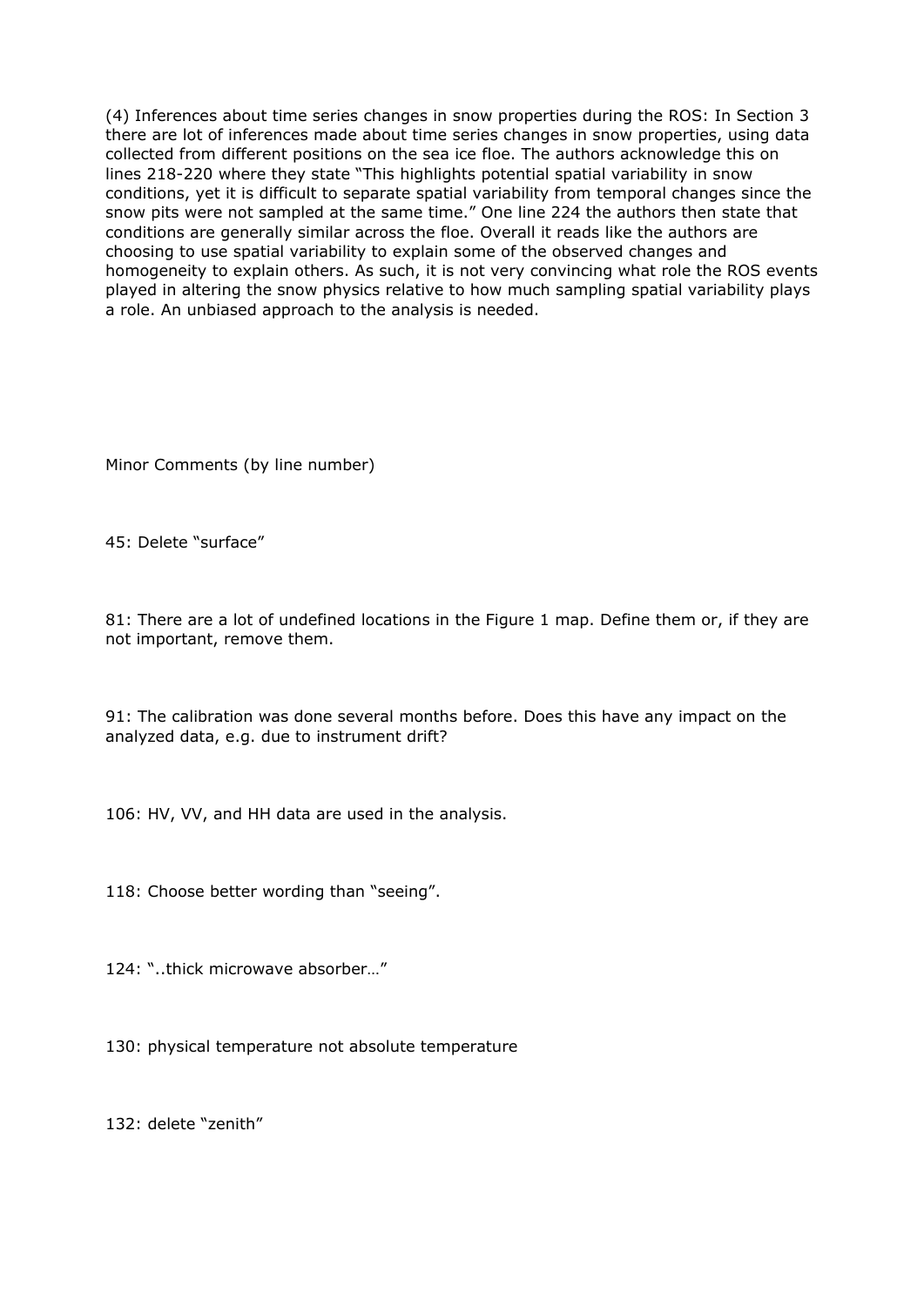(4) Inferences about time series changes in snow properties during the ROS: In Section 3 there are lot of inferences made about time series changes in snow properties, using data collected from different positions on the sea ice floe. The authors acknowledge this on lines 218-220 where they state "This highlights potential spatial variability in snow conditions, yet it is difficult to separate spatial variability from temporal changes since the snow pits were not sampled at the same time." One line 224 the authors then state that conditions are generally similar across the floe. Overall it reads like the authors are choosing to use spatial variability to explain some of the observed changes and homogeneity to explain others. As such, it is not very convincing what role the ROS events played in altering the snow physics relative to how much sampling spatial variability plays a role. An unbiased approach to the analysis is needed.

Minor Comments (by line number)

45: Delete "surface"

81: There are a lot of undefined locations in the Figure 1 map. Define them or, if they are not important, remove them.

91: The calibration was done several months before. Does this have any impact on the analyzed data, e.g. due to instrument drift?

106: HV, VV, and HH data are used in the analysis.

118: Choose better wording than "seeing".

124: "..thick microwave absorber…"

130: physical temperature not absolute temperature

132: delete "zenith"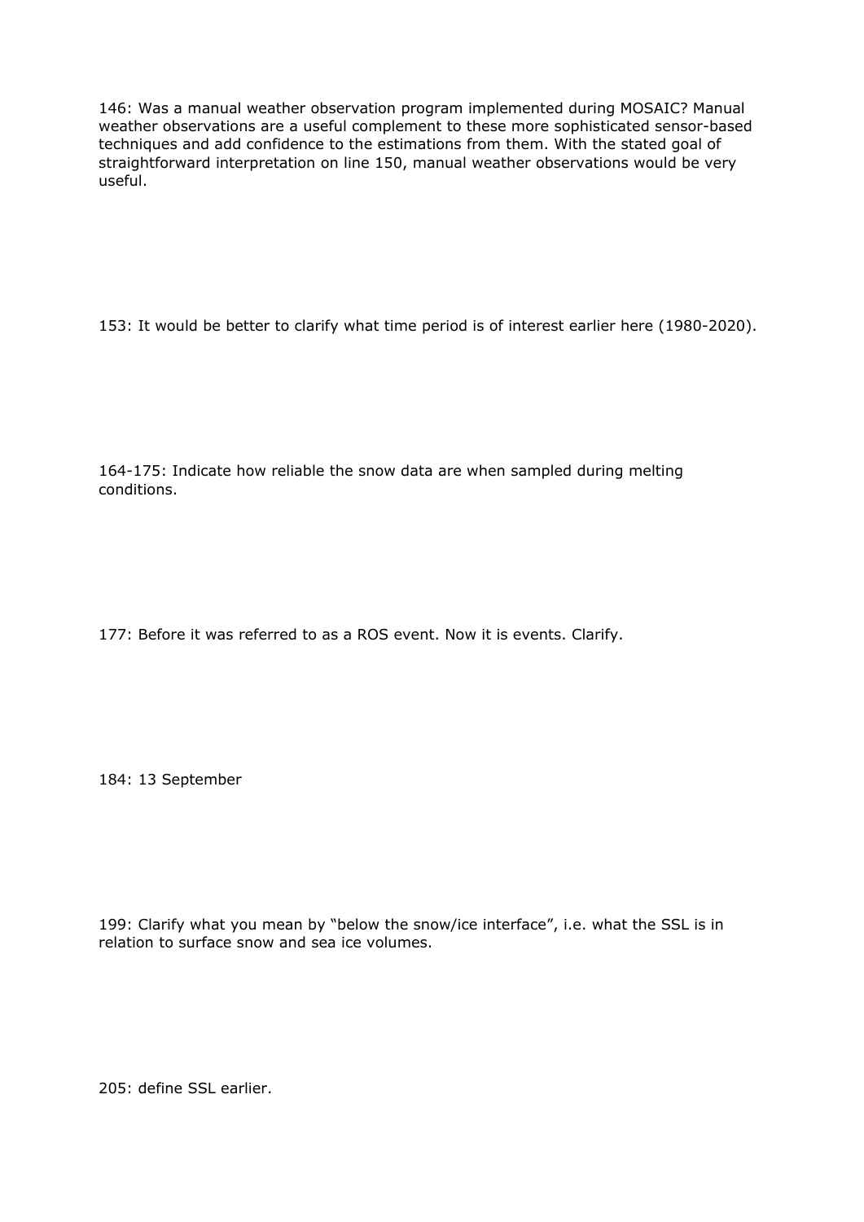146: Was a manual weather observation program implemented during MOSAIC? Manual weather observations are a useful complement to these more sophisticated sensor-based techniques and add confidence to the estimations from them. With the stated goal of straightforward interpretation on line 150, manual weather observations would be very useful.

153: It would be better to clarify what time period is of interest earlier here (1980-2020).

164-175: Indicate how reliable the snow data are when sampled during melting conditions.

177: Before it was referred to as a ROS event. Now it is events. Clarify.

184: 13 September

199: Clarify what you mean by "below the snow/ice interface", i.e. what the SSL is in relation to surface snow and sea ice volumes.

205: define SSL earlier.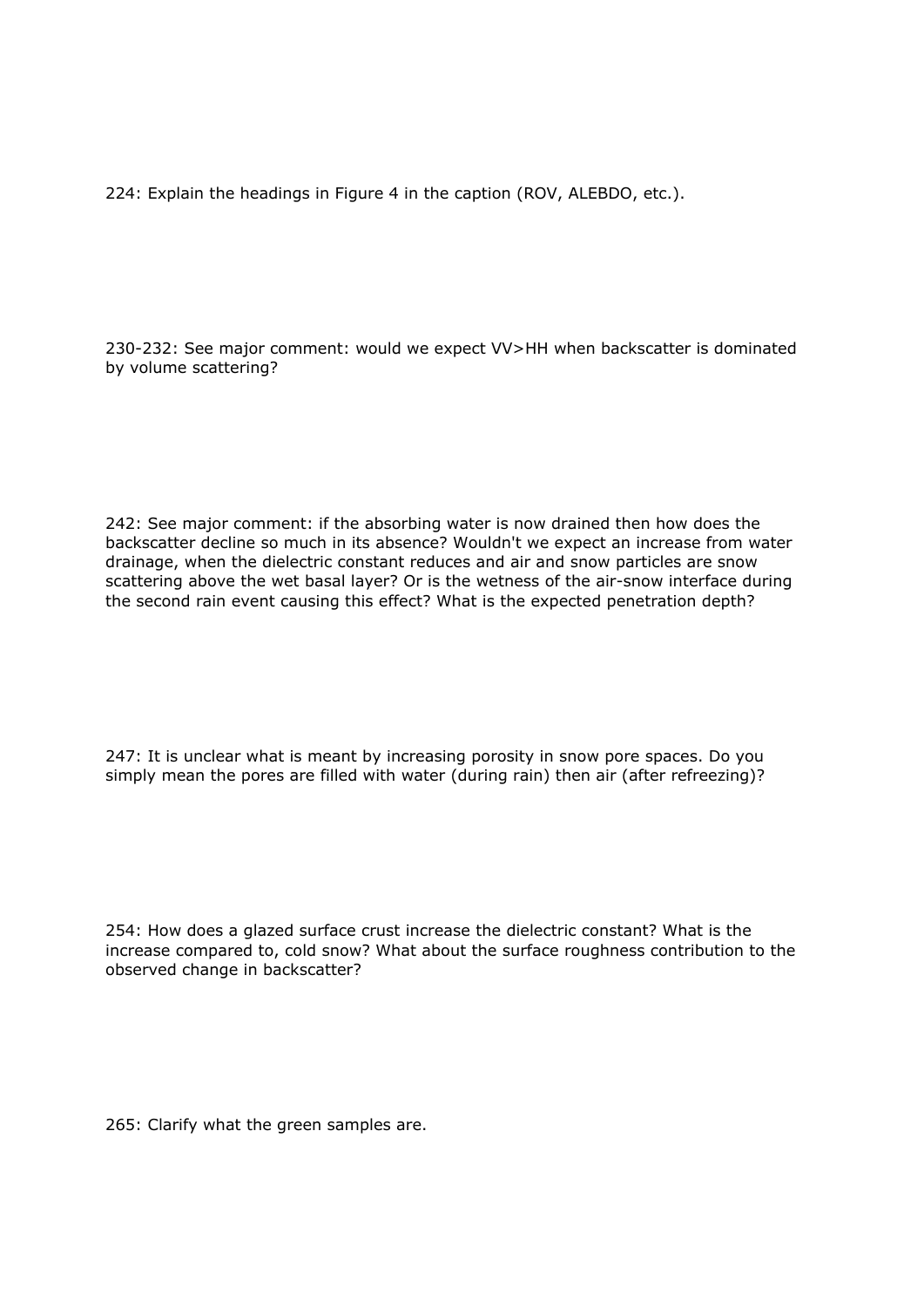224: Explain the headings in Figure 4 in the caption (ROV, ALEBDO, etc.).

230-232: See major comment: would we expect VV>HH when backscatter is dominated by volume scattering?

242: See major comment: if the absorbing water is now drained then how does the backscatter decline so much in its absence? Wouldn't we expect an increase from water drainage, when the dielectric constant reduces and air and snow particles are snow scattering above the wet basal layer? Or is the wetness of the air-snow interface during the second rain event causing this effect? What is the expected penetration depth?

247: It is unclear what is meant by increasing porosity in snow pore spaces. Do you simply mean the pores are filled with water (during rain) then air (after refreezing)?

254: How does a glazed surface crust increase the dielectric constant? What is the increase compared to, cold snow? What about the surface roughness contribution to the observed change in backscatter?

265: Clarify what the green samples are.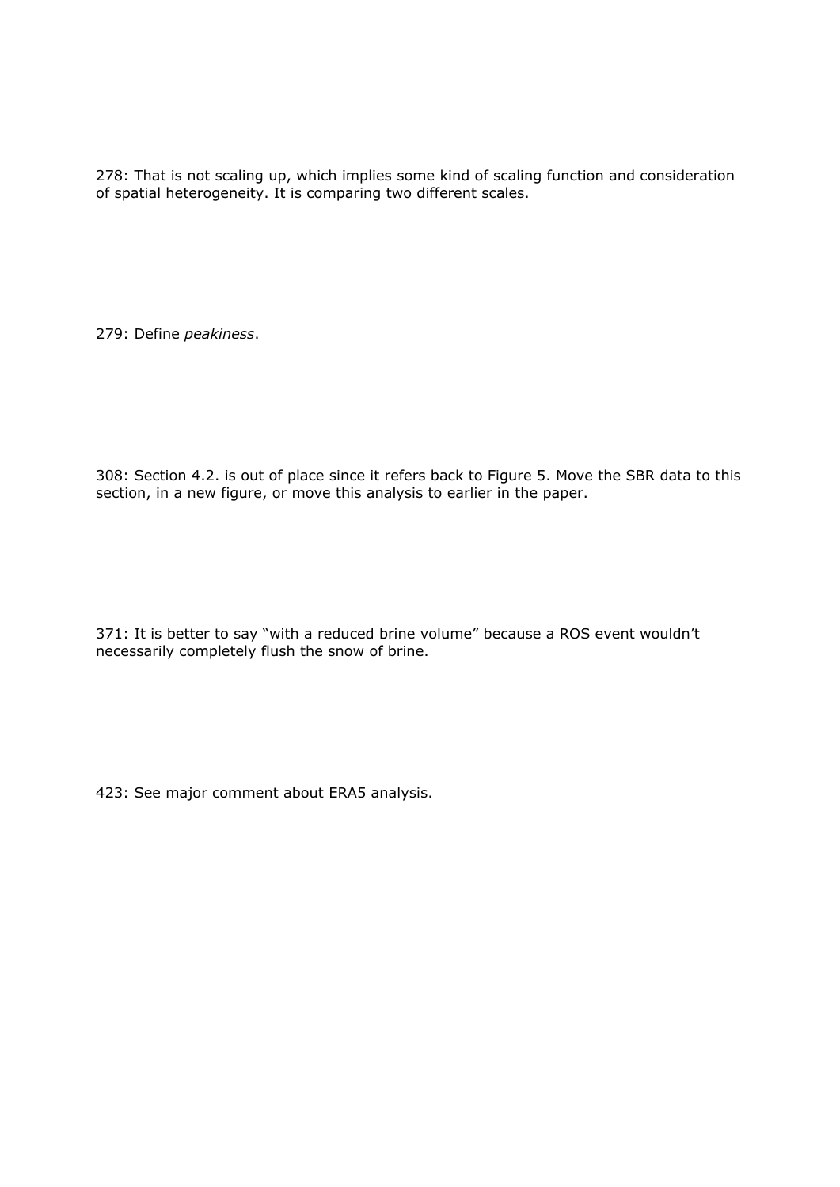278: That is not scaling up, which implies some kind of scaling function and consideration of spatial heterogeneity. It is comparing two different scales.

279: Define *peakiness*.

308: Section 4.2. is out of place since it refers back to Figure 5. Move the SBR data to this section, in a new figure, or move this analysis to earlier in the paper.

371: It is better to say "with a reduced brine volume" because a ROS event wouldn't necessarily completely flush the snow of brine.

423: See major comment about ERA5 analysis.